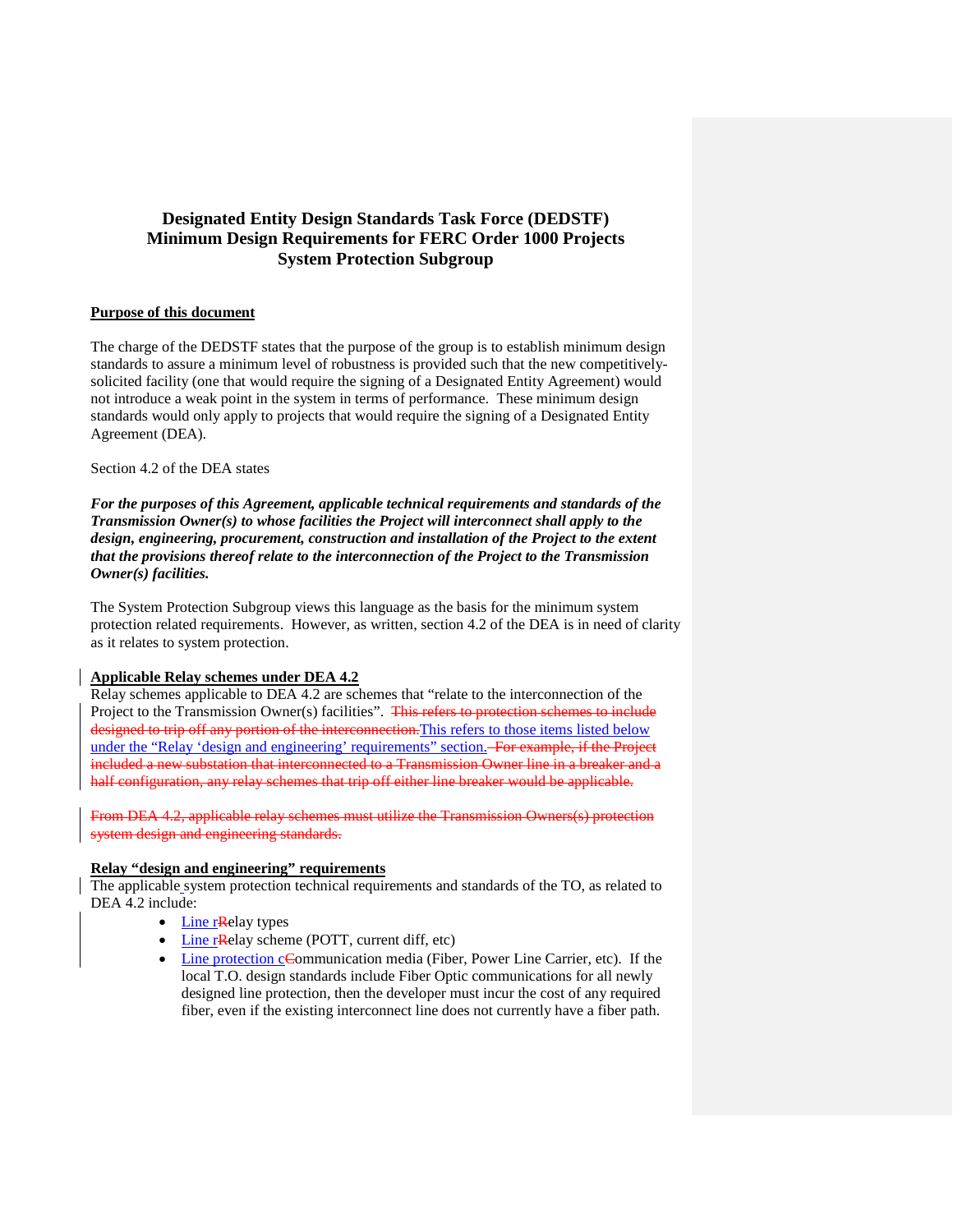# Designated Entity Design Standards Task Force (DEDSTF)
# Minimum Design Requirements for FERC Order 1000 Projects
# System Protection Subgroup

**Purpose of this document**

The charge of the DEDSTF states that the purpose of the group is to establish minimum design standards to assure a minimum level of robustness is provided such that the new competitively-solicited facility (one that would require the signing of a Designated Entity Agreement) would not introduce a weak point in the system in terms of performance. These minimum design standards would only apply to projects that would require the signing of a Designated Entity Agreement (DEA).

Section 4.2 of the DEA states

***For the purposes of this Agreement, applicable technical requirements and standards of the Transmission Owner(s) to whose facilities the Project will interconnect shall apply to the design, engineering, procurement, construction and installation of the Project to the extent that the provisions thereof relate to the interconnection of the Project to the Transmission Owner(s) facilities.***

The System Protection Subgroup views this language as the basis for the minimum system protection related requirements. However, as written, section 4.2 of the DEA is in need of clarity as it relates to system protection.

**Applicable Relay schemes under DEA 4.2**

Relay schemes applicable to DEA 4.2 are schemes that "relate to the interconnection of the Project to the Transmission Owner(s) facilities". ~~This refers to protection schemes to include designed to trip off any portion of the interconnection.~~This refers to those items listed below under the "Relay 'design and engineering' requirements" section. ~~For example, if the Project included a new substation that interconnected to a Transmission Owner line in a breaker and a half configuration, any relay schemes that trip off either line breaker would be applicable.~~

~~From DEA 4.2, applicable relay schemes must utilize the Transmission Owners(s) protection system design and engineering standards.~~

**Relay "design and engineering" requirements**

The applicable system protection technical requirements and standards of the TO, as related to DEA 4.2 include:

- Line r~~R~~elay types
- Line r~~R~~elay scheme (POTT, current diff, etc)
- Line protection c~~C~~ommunication media (Fiber, Power Line Carrier, etc). If the local T.O. design standards include Fiber Optic communications for all newly designed line protection, then the developer must incur the cost of any required fiber, even if the existing interconnect line does not currently have a fiber path.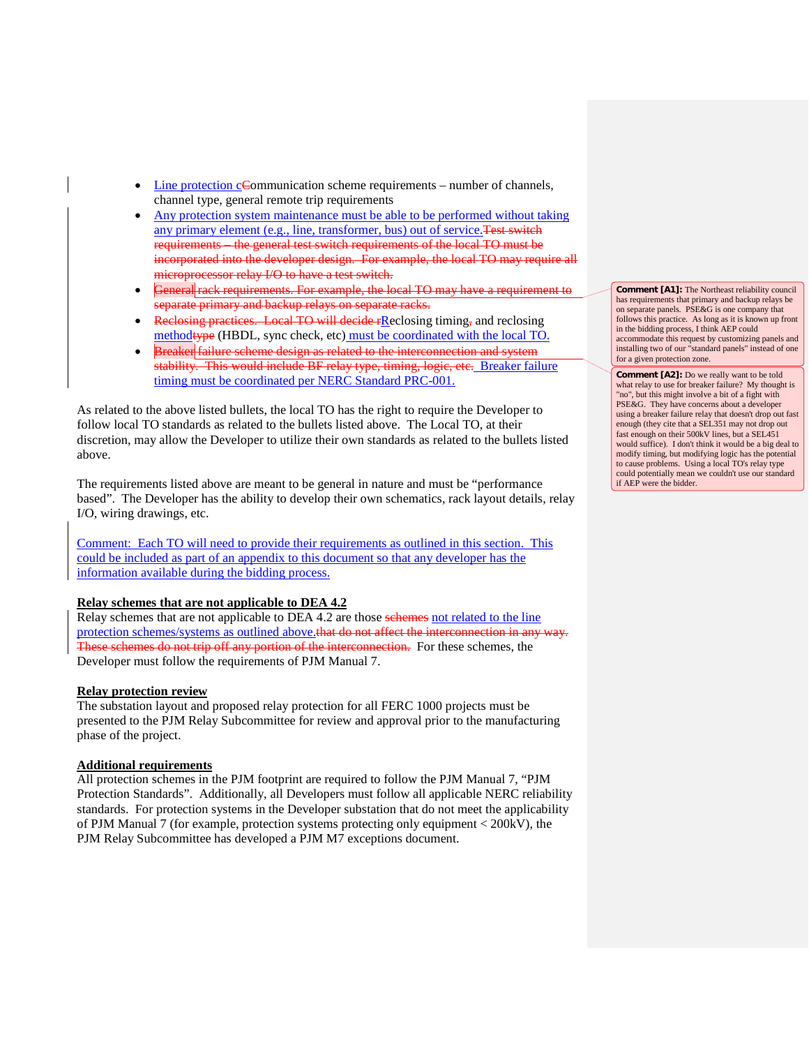- Line protection cCommunication scheme requirements – number of channels, channel type, general remote trip requirements
- Any protection system maintenance must be able to be performed without taking any primary element (e.g., line, transformer, bus) out of service.Test switch requirements – the general test switch requirements of the local TO must be incorporated into the developer design. For example, the local TO may require all microprocessor relay I/O to have a test switch.
- General rack requirements. For example, the local TO may have a requirement to separate primary and backup relays on separate racks.
- Reclosing practices. Local TO will decide rReclosing timing, and reclosing methodtype (HBDL, sync check, etc) must be coordinated with the local TO.
- Breaker failure scheme design as related to the interconnection and system stability. This would include BF relay type, timing, logic, etc. Breaker failure timing must be coordinated per NERC Standard PRC-001.

As related to the above listed bullets, the local TO has the right to require the Developer to follow local TO standards as related to the bullets listed above. The Local TO, at their discretion, may allow the Developer to utilize their own standards as related to the bullets listed above.

The requirements listed above are meant to be general in nature and must be "performance based". The Developer has the ability to develop their own schematics, rack layout details, relay I/O, wiring drawings, etc.

Comment: Each TO will need to provide their requirements as outlined in this section. This could be included as part of an appendix to this document so that any developer has the information available during the bidding process.

**Relay schemes that are not applicable to DEA 4.2**

Relay schemes that are not applicable to DEA 4.2 are those schemes not related to the line protection schemes/systems as outlined above.that do not affect the interconnection in any way. These schemes do not trip off any portion of the interconnection. For these schemes, the Developer must follow the requirements of PJM Manual 7.

**Relay protection review**

The substation layout and proposed relay protection for all FERC 1000 projects must be presented to the PJM Relay Subcommittee for review and approval prior to the manufacturing phase of the project.

**Additional requirements**

All protection schemes in the PJM footprint are required to follow the PJM Manual 7, "PJM Protection Standards". Additionally, all Developers must follow all applicable NERC reliability standards. For protection systems in the Developer substation that do not meet the applicability of PJM Manual 7 (for example, protection systems protecting only equipment < 200kV), the PJM Relay Subcommittee has developed a PJM M7 exceptions document.

**Comment [A1]:** The Northeast reliability council has requirements that primary and backup relays be on separate panels. PSE&G is one company that follows this practice. As long as it is known up front in the bidding process, I think AEP could accommodate this request by customizing panels and installing two of our "standard panels" instead of one for a given protection zone.

**Comment [A2]:** Do we really want to be told what relay to use for breaker failure? My thought is "no", but this might involve a bit of a fight with PSE&G. They have concerns about a developer using a breaker failure relay that doesn't drop out fast enough (they cite that a SEL351 may not drop out fast enough on their 500kV lines, but a SEL451 would suffice). I don't think it would be a big deal to modify timing, but modifying logic has the potential to cause problems. Using a local TO's relay type could potentially mean we couldn't use our standard if AEP were the bidder.